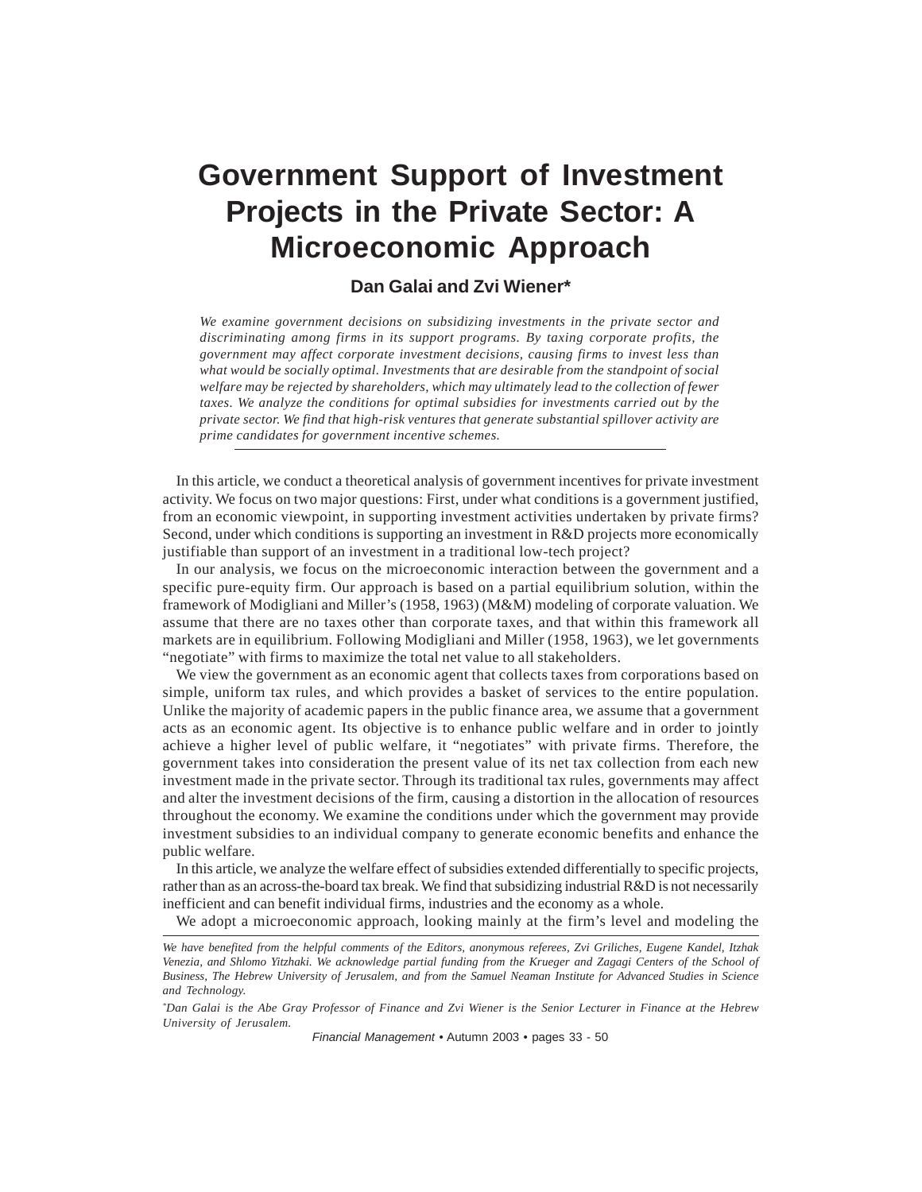# Government Support of Investment Projects in the Private Sector: A Microeconomic Approach

**Dan Galai and Zvi Wiener***

*We examine government decisions on subsidizing investments in the private sector and discriminating among firms in its support programs. By taxing corporate profits, the government may affect corporate investment decisions, causing firms to invest less than what would be socially optimal. Investments that are desirable from the standpoint of social welfare may be rejected by shareholders, which may ultimately lead to the collection of fewer taxes. We analyze the conditions for optimal subsidies for investments carried out by the private sector. We find that high-risk ventures that generate substantial spillover activity are prime candidates for government incentive schemes.*

---

In this article, we conduct a theoretical analysis of government incentives for private investment activity. We focus on two major questions: First, under what conditions is a government justified, from an economic viewpoint, in supporting investment activities undertaken by private firms? Second, under which conditions is supporting an investment in R&D projects more economically justifiable than support of an investment in a traditional low-tech project?

In our analysis, we focus on the microeconomic interaction between the government and a specific pure-equity firm. Our approach is based on a partial equilibrium solution, within the framework of Modigliani and Miller's (1958, 1963) (M&M) modeling of corporate valuation. We assume that there are no taxes other than corporate taxes, and that within this framework all markets are in equilibrium. Following Modigliani and Miller (1958, 1963), we let governments "negotiate" with firms to maximize the total net value to all stakeholders.

We view the government as an economic agent that collects taxes from corporations based on simple, uniform tax rules, and which provides a basket of services to the entire population. Unlike the majority of academic papers in the public finance area, we assume that a government acts as an economic agent. Its objective is to enhance public welfare and in order to jointly achieve a higher level of public welfare, it "negotiates" with private firms. Therefore, the government takes into consideration the present value of its net tax collection from each new investment made in the private sector. Through its traditional tax rules, governments may affect and alter the investment decisions of the firm, causing a distortion in the allocation of resources throughout the economy. We examine the conditions under which the government may provide investment subsidies to an individual company to generate economic benefits and enhance the public welfare.

In this article, we analyze the welfare effect of subsidies extended differentially to specific projects, rather than as an across-the-board tax break. We find that subsidizing industrial R&D is not necessarily inefficient and can benefit individual firms, industries and the economy as a whole.

We adopt a microeconomic approach, looking mainly at the firm's level and modeling the

---

*We have benefited from the helpful comments of the Editors, anonymous referees, Zvi Griliches, Eugene Kandel, Itzhak Venezia, and Shlomo Yitzhaki. We acknowledge partial funding from the Krueger and Zagagi Centers of the School of Business, The Hebrew University of Jerusalem, and from the Samuel Neaman Institute for Advanced Studies in Science and Technology.*

*Dan Galai is the Abe Gray Professor of Finance and Zvi Wiener is the Senior Lecturer in Finance at the Hebrew University of Jerusalem.

*Financial Management* • Autumn 2003 • pages 33 - 50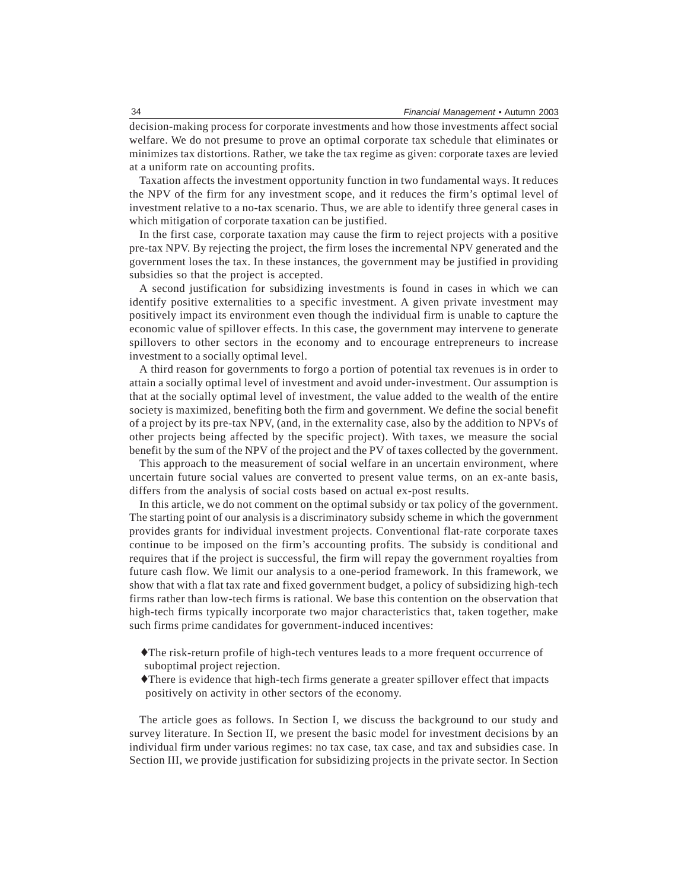decision-making process for corporate investments and how those investments affect social welfare. We do not presume to prove an optimal corporate tax schedule that eliminates or minimizes tax distortions. Rather, we take the tax regime as given: corporate taxes are levied at a uniform rate on accounting profits.

Taxation affects the investment opportunity function in two fundamental ways. It reduces the NPV of the firm for any investment scope, and it reduces the firm's optimal level of investment relative to a no-tax scenario. Thus, we are able to identify three general cases in which mitigation of corporate taxation can be justified.

In the first case, corporate taxation may cause the firm to reject projects with a positive pre-tax NPV. By rejecting the project, the firm loses the incremental NPV generated and the government loses the tax. In these instances, the government may be justified in providing subsidies so that the project is accepted.

A second justification for subsidizing investments is found in cases in which we can identify positive externalities to a specific investment. A given private investment may positively impact its environment even though the individual firm is unable to capture the economic value of spillover effects. In this case, the government may intervene to generate spillovers to other sectors in the economy and to encourage entrepreneurs to increase investment to a socially optimal level.

A third reason for governments to forgo a portion of potential tax revenues is in order to attain a socially optimal level of investment and avoid under-investment. Our assumption is that at the socially optimal level of investment, the value added to the wealth of the entire society is maximized, benefiting both the firm and government. We define the social benefit of a project by its pre-tax NPV, (and, in the externality case, also by the addition to NPVs of other projects being affected by the specific project). With taxes, we measure the social benefit by the sum of the NPV of the project and the PV of taxes collected by the government.

This approach to the measurement of social welfare in an uncertain environment, where uncertain future social values are converted to present value terms, on an ex-ante basis, differs from the analysis of social costs based on actual ex-post results.

In this article, we do not comment on the optimal subsidy or tax policy of the government. The starting point of our analysis is a discriminatory subsidy scheme in which the government provides grants for individual investment projects. Conventional flat-rate corporate taxes continue to be imposed on the firm's accounting profits. The subsidy is conditional and requires that if the project is successful, the firm will repay the government royalties from future cash flow. We limit our analysis to a one-period framework. In this framework, we show that with a flat tax rate and fixed government budget, a policy of subsidizing high-tech firms rather than low-tech firms is rational. We base this contention on the observation that high-tech firms typically incorporate two major characteristics that, taken together, make such firms prime candidates for government-induced incentives:

- The risk-return profile of high-tech ventures leads to a more frequent occurrence of suboptimal project rejection.
- There is evidence that high-tech firms generate a greater spillover effect that impacts positively on activity in other sectors of the economy.

The article goes as follows. In Section I, we discuss the background to our study and survey literature. In Section II, we present the basic model for investment decisions by an individual firm under various regimes: no tax case, tax case, and tax and subsidies case. In Section III, we provide justification for subsidizing projects in the private sector. In Section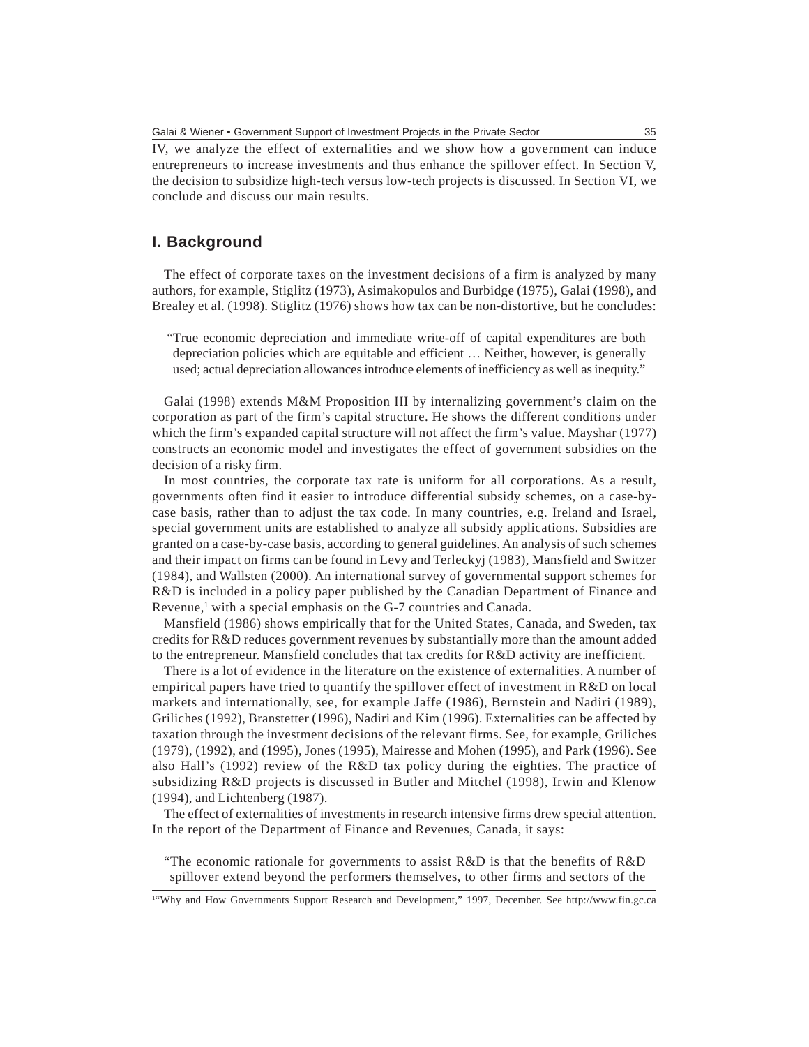IV, we analyze the effect of externalities and we show how a government can induce entrepreneurs to increase investments and thus enhance the spillover effect. In Section V, the decision to subsidize high-tech versus low-tech projects is discussed. In Section VI, we conclude and discuss our main results.

## I. Background

The effect of corporate taxes on the investment decisions of a firm is analyzed by many authors, for example, Stiglitz (1973), Asimakopulos and Burbidge (1975), Galai (1998), and Brealey et al. (1998). Stiglitz (1976) shows how tax can be non-distortive, but he concludes:

> "True economic depreciation and immediate write-off of capital expenditures are both depreciation policies which are equitable and efficient … Neither, however, is generally used; actual depreciation allowances introduce elements of inefficiency as well as inequity."

Galai (1998) extends M&M Proposition III by internalizing government's claim on the corporation as part of the firm's capital structure. He shows the different conditions under which the firm's expanded capital structure will not affect the firm's value. Mayshar (1977) constructs an economic model and investigates the effect of government subsidies on the decision of a risky firm.

In most countries, the corporate tax rate is uniform for all corporations. As a result, governments often find it easier to introduce differential subsidy schemes, on a case-by-case basis, rather than to adjust the tax code. In many countries, e.g. Ireland and Israel, special government units are established to analyze all subsidy applications. Subsidies are granted on a case-by-case basis, according to general guidelines. An analysis of such schemes and their impact on firms can be found in Levy and Terleckyj (1983), Mansfield and Switzer (1984), and Wallsten (2000). An international survey of governmental support schemes for R&D is included in a policy paper published by the Canadian Department of Finance and Revenue,[1] with a special emphasis on the G-7 countries and Canada.

Mansfield (1986) shows empirically that for the United States, Canada, and Sweden, tax credits for R&D reduces government revenues by substantially more than the amount added to the entrepreneur. Mansfield concludes that tax credits for R&D activity are inefficient.

There is a lot of evidence in the literature on the existence of externalities. A number of empirical papers have tried to quantify the spillover effect of investment in R&D on local markets and internationally, see, for example Jaffe (1986), Bernstein and Nadiri (1989), Griliches (1992), Branstetter (1996), Nadiri and Kim (1996). Externalities can be affected by taxation through the investment decisions of the relevant firms. See, for example, Griliches (1979), (1992), and (1995), Jones (1995), Mairesse and Mohen (1995), and Park (1996). See also Hall's (1992) review of the R&D tax policy during the eighties. The practice of subsidizing R&D projects is discussed in Butler and Mitchel (1998), Irwin and Klenow (1994), and Lichtenberg (1987).

The effect of externalities of investments in research intensive firms drew special attention. In the report of the Department of Finance and Revenues, Canada, it says:

> "The economic rationale for governments to assist R&D is that the benefits of R&D spillover extend beyond the performers themselves, to other firms and sectors of the

[1] "Why and How Governments Support Research and Development," 1997, December. See http://www.fin.gc.ca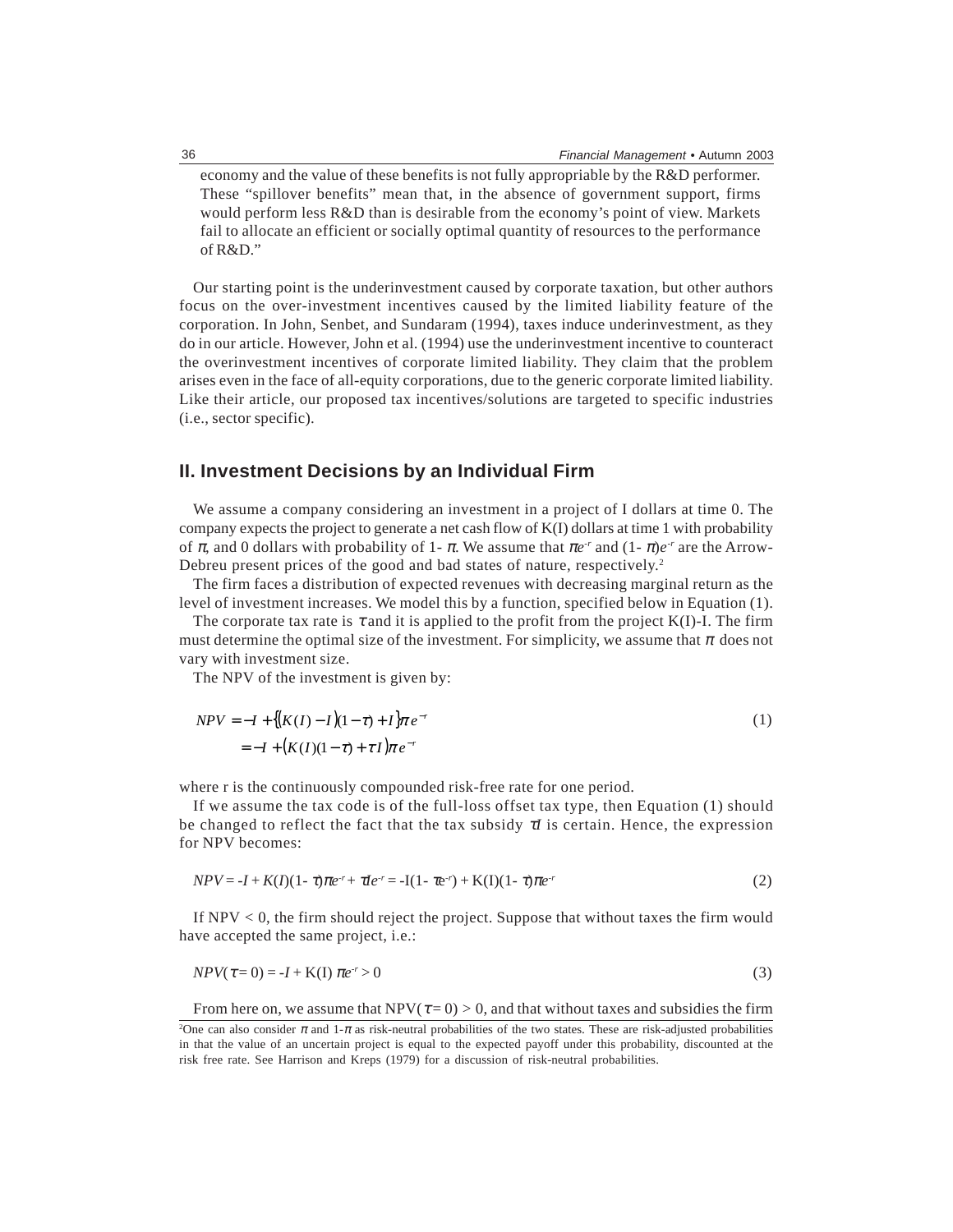economy and the value of these benefits is not fully appropriable by the R&D performer. These "spillover benefits" mean that, in the absence of government support, firms would perform less R&D than is desirable from the economy's point of view. Markets fail to allocate an efficient or socially optimal quantity of resources to the performance of R&D."

Our starting point is the underinvestment caused by corporate taxation, but other authors focus on the over-investment incentives caused by the limited liability feature of the corporation. In John, Senbet, and Sundaram (1994), taxes induce underinvestment, as they do in our article. However, John et al. (1994) use the underinvestment incentive to counteract the overinvestment incentives of corporate limited liability. They claim that the problem arises even in the face of all-equity corporations, due to the generic corporate limited liability. Like their article, our proposed tax incentives/solutions are targeted to specific industries (i.e., sector specific).

## II. Investment Decisions by an Individual Firm

We assume a company considering an investment in a project of I dollars at time 0. The company expects the project to generate a net cash flow of K(I) dollars at time 1 with probability of $\pi$, and 0 dollars with probability of 1- $\pi$. We assume that $\pi e^{-r}$ and $(1-\pi)e^{-r}$ are the Arrow-Debreu present prices of the good and bad states of nature, respectively.[2]

The firm faces a distribution of expected revenues with decreasing marginal return as the level of investment increases. We model this by a function, specified below in Equation (1).

The corporate tax rate is $\tau$ and it is applied to the profit from the project K(I)-I. The firm must determine the optimal size of the investment. For simplicity, we assume that $\pi$ does not vary with investment size.

The NPV of the investment is given by:

$$\begin{aligned} NPV &= -I + \{(K(I) - I)(1-\tau) + I\}\pi e^{-r} \\ &= -I + (K(I)(1-\tau) + \tau I)\pi e^{-r} \end{aligned} \tag{1}$$

where r is the continuously compounded risk-free rate for one period.

If we assume the tax code is of the full-loss offset tax type, then Equation (1) should be changed to reflect the fact that the tax subsidy $\tau I$ is certain. Hence, the expression for NPV becomes:

$$NPV = -I + K(I)(1-\tau)\pi e^{-r} + \tau I e^{-r} = -I(1-\tau e^{-r}) + K(I)(1-\tau)\pi e^{-r} \tag{2}$$

If NPV < 0, the firm should reject the project. Suppose that without taxes the firm would have accepted the same project, i.e.:

$$NPV(\tau = 0) = -I + K(I)\,\pi e^{-r} > 0 \tag{3}$$

From here on, we assume that NPV($\tau$ = 0) > 0, and that without taxes and subsidies the firm

[2]One can also consider $\pi$ and 1-$\pi$ as risk-neutral probabilities of the two states. These are risk-adjusted probabilities in that the value of an uncertain project is equal to the expected payoff under this probability, discounted at the risk free rate. See Harrison and Kreps (1979) for a discussion of risk-neutral probabilities.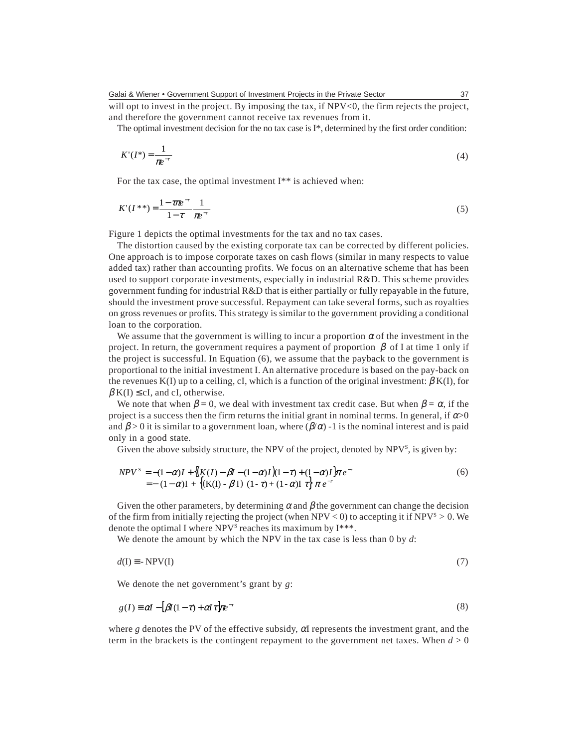will opt to invest in the project. By imposing the tax, if NPV<0, the firm rejects the project, and therefore the government cannot receive tax revenues from it.

The optimal investment decision for the no tax case is I*, determined by the first order condition:

$$K'(I^*) = \frac{1}{\pi e^{-r}} \tag{4}$$

For the tax case, the optimal investment I** is achieved when:

$$K'(I^{**}) = \frac{1-\tau\pi e^{-r}}{1-\tau}\frac{1}{\pi e^{-r}} \tag{5}$$

Figure 1 depicts the optimal investments for the tax and no tax cases.

The distortion caused by the existing corporate tax can be corrected by different policies. One approach is to impose corporate taxes on cash flows (similar in many respects to value added tax) rather than accounting profits. We focus on an alternative scheme that has been used to support corporate investments, especially in industrial R&D. This scheme provides government funding for industrial R&D that is either partially or fully repayable in the future, should the investment prove successful. Repayment can take several forms, such as royalties on gross revenues or profits. This strategy is similar to the government providing a conditional loan to the corporation.

We assume that the government is willing to incur a proportion $\alpha$ of the investment in the project. In return, the government requires a payment of proportion $\beta$ of I at time 1 only if the project is successful. In Equation (6), we assume that the payback to the government is proportional to the initial investment I. An alternative procedure is based on the pay-back on the revenues K(I) up to a ceiling, cI, which is a function of the original investment: $\beta$K(I), for $\beta$K(I) $\leq$ cI, and cI, otherwise.

We note that when $\beta = 0$, we deal with investment tax credit case. But when $\beta = \alpha$, if the project is a success then the firm returns the initial grant in nominal terms. In general, if $\alpha>0$ and $\beta > 0$ it is similar to a government loan, where $(\beta/\alpha)$ -1 is the nominal interest and is paid only in a good state.

Given the above subsidy structure, the NPV of the project, denoted by $NPV^S$, is given by:

$$\begin{aligned} NPV^S &= -(1-\alpha)I + \{(K(I) - \beta I - (1-\alpha)I)(1-\tau) + (1-\alpha)I\}\pi e^{-r} \\ &= -(1-\alpha)I + \{(K(I) - \beta I)(1-\tau) + (1-\alpha)I\,\tau\}\pi e^{-r} \end{aligned} \tag{6}$$

Given the other parameters, by determining $\alpha$ and $\beta$ the government can change the decision of the firm from initially rejecting the project (when NPV < 0) to accepting it if $NPV^S > 0$. We denote the optimal I where $NPV^S$ reaches its maximum by I***.

We denote the amount by which the NPV in the tax case is less than 0 by *d*:

$$d(I) \equiv -NPV(I) \tag{7}$$

We denote the net government's grant by *g*:

$$g(I) \equiv \alpha I - [\beta I(1-\tau) + \alpha I\tau]\pi e^{-r} \tag{8}$$

where *g* denotes the PV of the effective subsidy, $\alpha$I represents the investment grant, and the term in the brackets is the contingent repayment to the government net taxes. When $d > 0$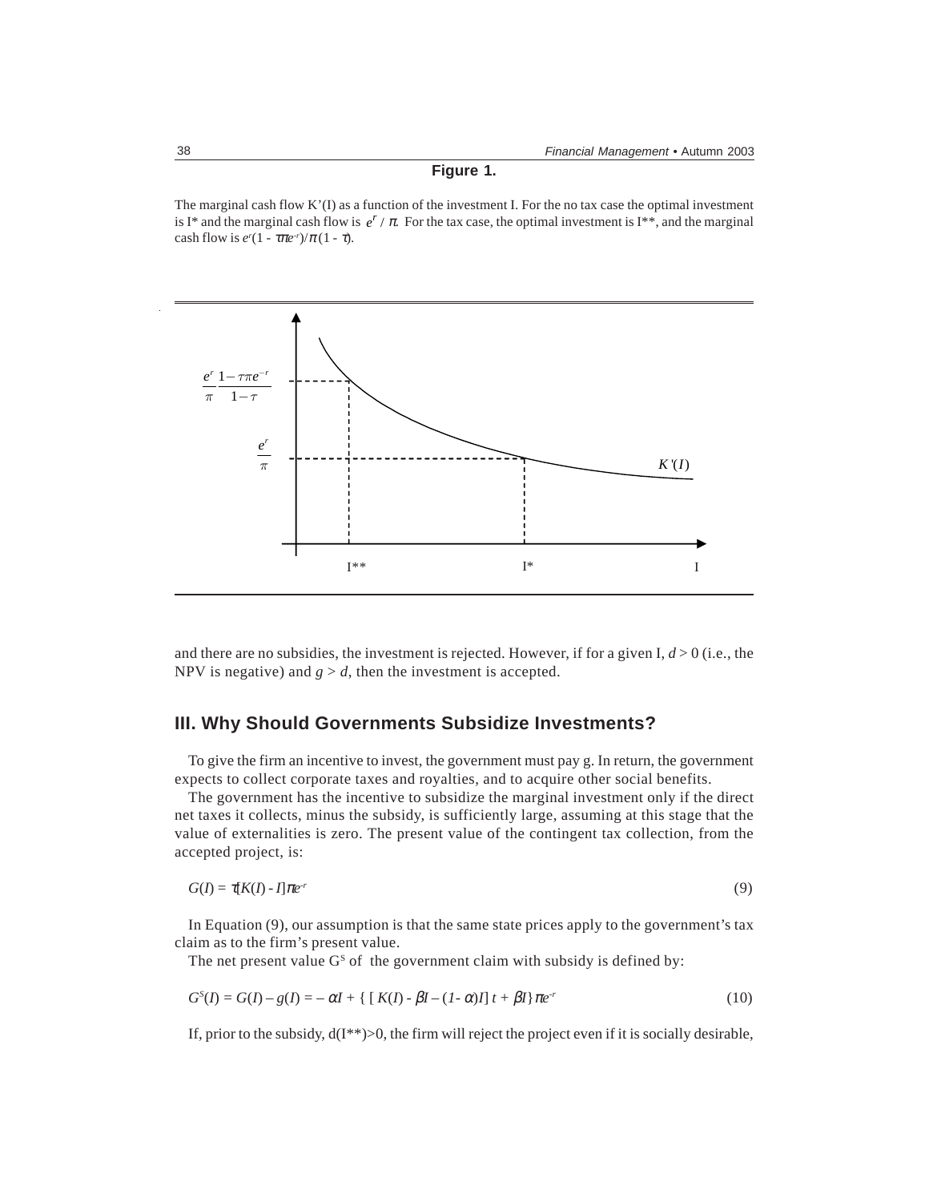**Figure 1.**

The marginal cash flow K'(I) as a function of the investment I. For the no tax case the optimal investment is I* and the marginal cash flow is $e^r / \pi$. For the tax case, the optimal investment is I**, and the marginal cash flow is $e^r(1 - \tau\pi e^{-r})/\pi(1 - \tau)$.

and there are no subsidies, the investment is rejected. However, if for a given I, $d > 0$ (i.e., the NPV is negative) and $g > d$, then the investment is accepted.

## III. Why Should Governments Subsidize Investments?

To give the firm an incentive to invest, the government must pay g. In return, the government expects to collect corporate taxes and royalties, and to acquire other social benefits.

The government has the incentive to subsidize the marginal investment only if the direct net taxes it collects, minus the subsidy, is sufficiently large, assuming at this stage that the value of externalities is zero. The present value of the contingent tax collection, from the accepted project, is:

$$G(I) = \tau[K(I) - I]\pi e^{-r} \tag{9}$$

In Equation (9), our assumption is that the same state prices apply to the government's tax claim as to the firm's present value.

The net present value $G^S$ of the government claim with subsidy is defined by:

$$G^S(I) = G(I) - g(I) = -\alpha I + \{ [ K(I) - \beta I - (1-\alpha)I] t + \beta I \} \pi e^{-r} \tag{10}$$

If, prior to the subsidy, d(I**)>0, the firm will reject the project even if it is socially desirable,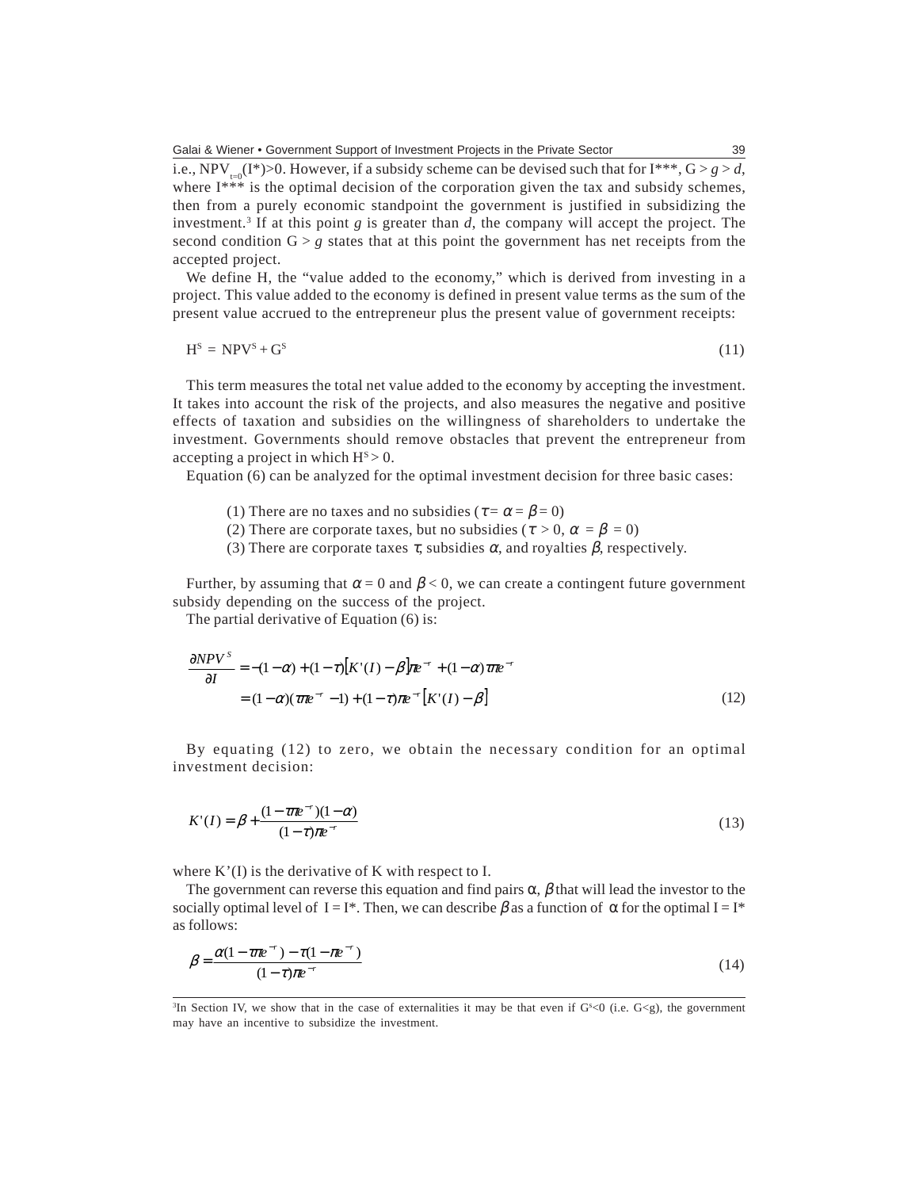i.e., $NPV_{t=0}(I^*)>0$. However, if a subsidy scheme can be devised such that for $I^{***}$, $G > g > d$, where $I^{***}$ is the optimal decision of the corporation given the tax and subsidy schemes, then from a purely economic standpoint the government is justified in subsidizing the investment.[3] If at this point $g$ is greater than $d$, the company will accept the project. The second condition $G > g$ states that at this point the government has net receipts from the accepted project.

We define H, the "value added to the economy," which is derived from investing in a project. This value added to the economy is defined in present value terms as the sum of the present value accrued to the entrepreneur plus the present value of government receipts:

$$H^S = NPV^S + G^S \tag{11}$$

This term measures the total net value added to the economy by accepting the investment. It takes into account the risk of the projects, and also measures the negative and positive effects of taxation and subsidies on the willingness of shareholders to undertake the investment. Governments should remove obstacles that prevent the entrepreneur from accepting a project in which $H^S > 0$.

Equation (6) can be analyzed for the optimal investment decision for three basic cases:

(1) There are no taxes and no subsidies ($\tau = \alpha = \beta = 0$)
(2) There are corporate taxes, but no subsidies ($\tau > 0$, $\alpha = \beta = 0$)
(3) There are corporate taxes $\tau$, subsidies $\alpha$, and royalties $\beta$, respectively.

Further, by assuming that $\alpha = 0$ and $\beta < 0$, we can create a contingent future government subsidy depending on the success of the project.

The partial derivative of Equation (6) is:

$$\begin{aligned}\frac{\partial NPV^S}{\partial I} &= -(1-\alpha) + (1-\tau)\left[K'(I) - \beta\right]\pi e^{-r} + (1-\alpha)\tau\pi e^{-r} \\ &= (1-\alpha)(\tau\pi e^{-r} - 1) + (1-\tau)\pi e^{-r}\left[K'(I) - \beta\right]\end{aligned} \tag{12}$$

By equating (12) to zero, we obtain the necessary condition for an optimal investment decision:

$$K'(I) = \beta + \frac{(1-\tau\pi e^{-r})(1-\alpha)}{(1-\tau)\pi e^{-r}} \tag{13}$$

where $K'(I)$ is the derivative of K with respect to I.

The government can reverse this equation and find pairs $\alpha$, $\beta$ that will lead the investor to the socially optimal level of $I = I^*$. Then, we can describe $\beta$ as a function of $\alpha$ for the optimal $I = I^*$ as follows:

$$\beta = \frac{\alpha(1-\tau\pi e^{-r}) - \tau(1-\pi e^{-r})}{(1-\tau)\pi e^{-r}} \tag{14}$$

[3] In Section IV, we show that in the case of externalities it may be that even if $G^s<0$ (i.e. $G<g$), the government may have an incentive to subsidize the investment.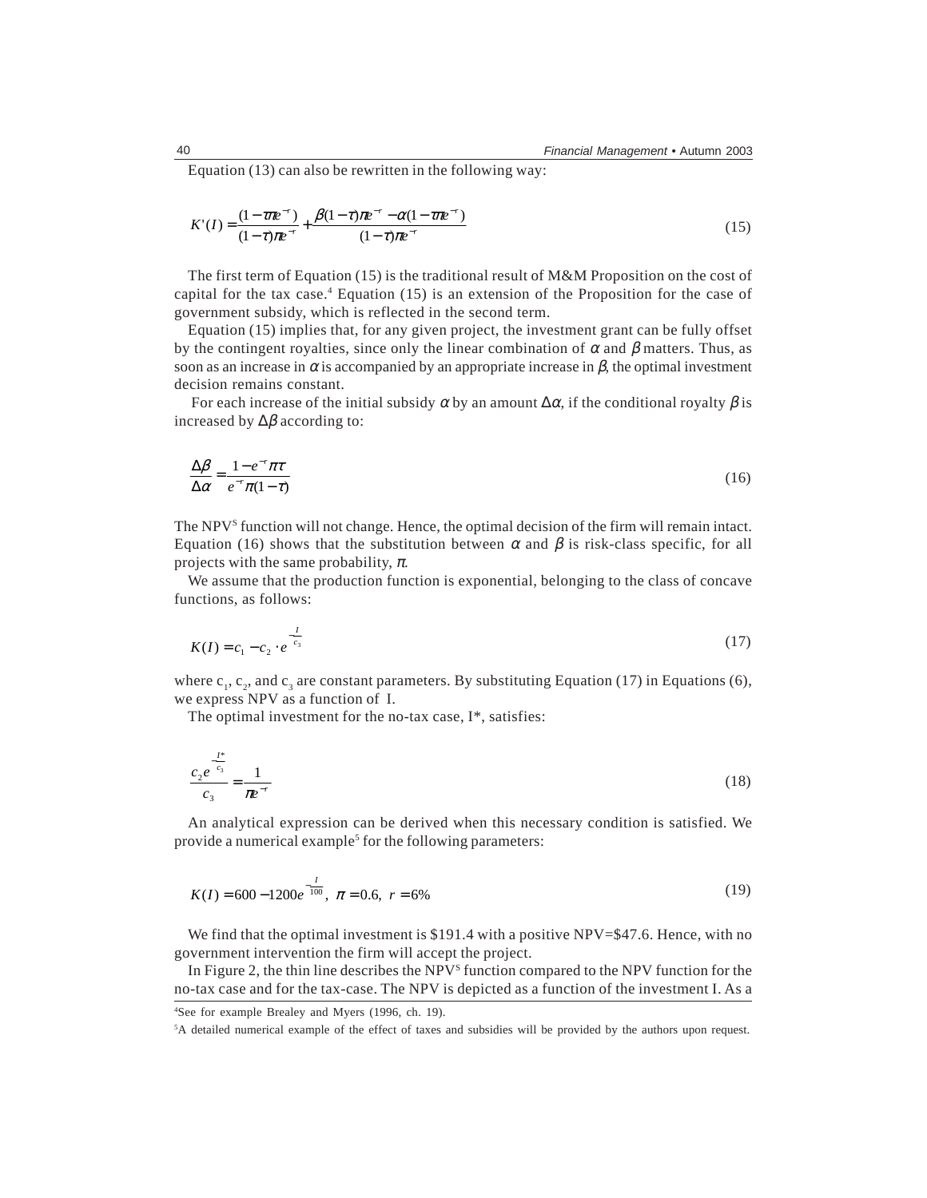Equation (13) can also be rewritten in the following way:

$$K'(I) = \frac{(1-\tau\pi e^{-r})}{(1-\tau)\pi e^{-r}} + \frac{\beta(1-\tau)\pi e^{-r} - \alpha(1-\tau\pi e^{-r})}{(1-\tau)\pi e^{-r}} \tag{15}$$

The first term of Equation (15) is the traditional result of M&M Proposition on the cost of capital for the tax case.[4] Equation (15) is an extension of the Proposition for the case of government subsidy, which is reflected in the second term.

Equation (15) implies that, for any given project, the investment grant can be fully offset by the contingent royalties, since only the linear combination of $\alpha$ and $\beta$ matters. Thus, as soon as an increase in $\alpha$ is accompanied by an appropriate increase in $\beta$, the optimal investment decision remains constant.

For each increase of the initial subsidy $\alpha$ by an amount $\Delta\alpha$, if the conditional royalty $\beta$ is increased by $\Delta\beta$ according to:

$$\frac{\Delta\beta}{\Delta\alpha} = \frac{1-e^{-r}\pi\tau}{e^{-r}\pi(1-\tau)} \tag{16}$$

The NPV$^S$ function will not change. Hence, the optimal decision of the firm will remain intact. Equation (16) shows that the substitution between $\alpha$ and $\beta$ is risk-class specific, for all projects with the same probability, $\pi$.

We assume that the production function is exponential, belonging to the class of concave functions, as follows:

$$K(I) = c_1 - c_2 \cdot e^{-\frac{I}{c_3}} \tag{17}$$

where $c_1$, $c_2$, and $c_3$ are constant parameters. By substituting Equation (17) in Equations (6), we express NPV as a function of I.

The optimal investment for the no-tax case, I*, satisfies:

$$\frac{c_2 e^{-\frac{I^*}{c_3}}}{c_3} = \frac{1}{\pi e^{-r}} \tag{18}$$

An analytical expression can be derived when this necessary condition is satisfied. We provide a numerical example[5] for the following parameters:

$$K(I) = 600 - 1200e^{-\frac{I}{100}}, \ \pi = 0.6, \ r = 6\% \tag{19}$$

We find that the optimal investment is \$191.4 with a positive NPV=\$47.6. Hence, with no government intervention the firm will accept the project.

In Figure 2, the thin line describes the NPV$^S$ function compared to the NPV function for the no-tax case and for the tax-case. The NPV is depicted as a function of the investment I. As a

[4] See for example Brealey and Myers (1996, ch. 19).

[5] A detailed numerical example of the effect of taxes and subsidies will be provided by the authors upon request.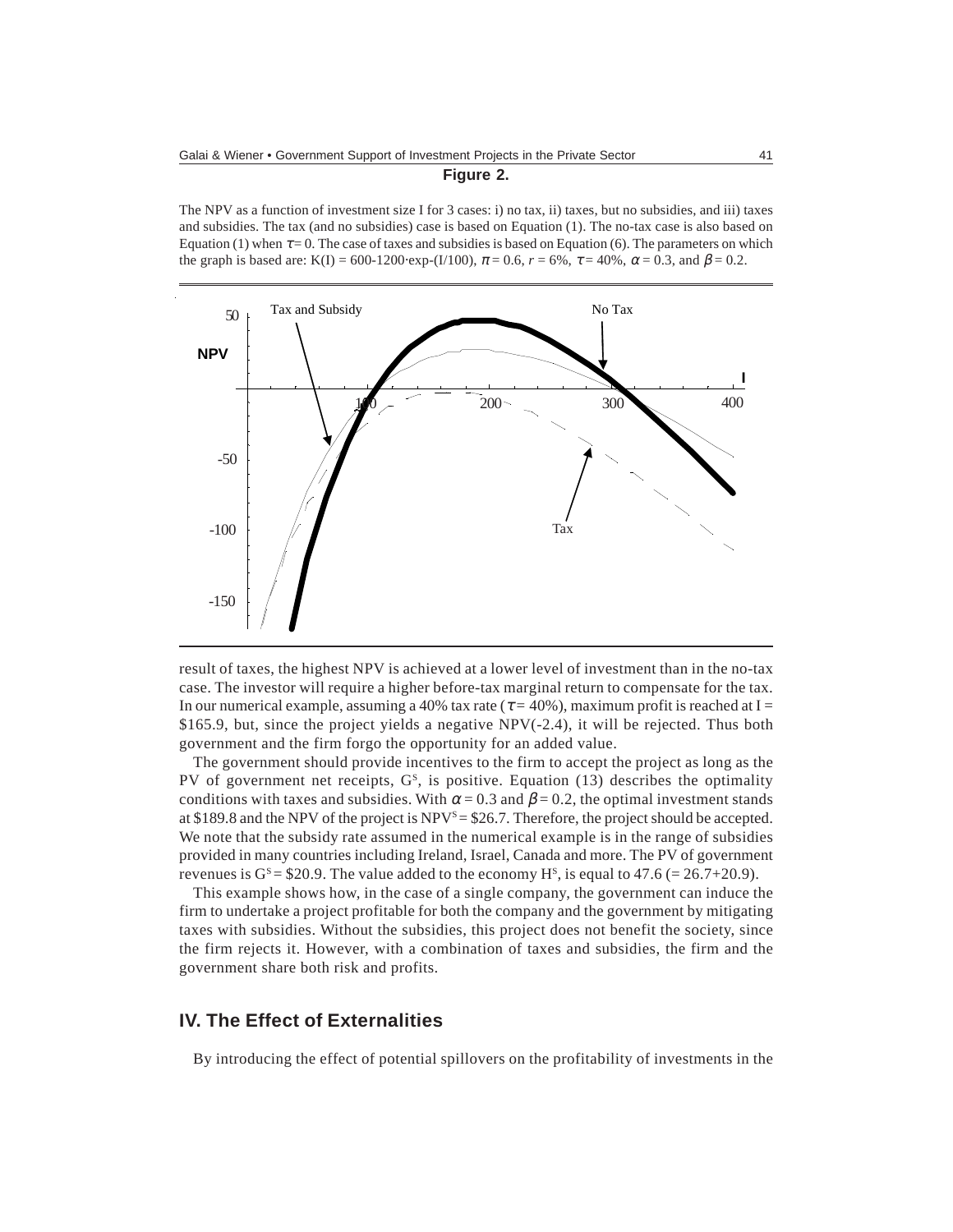**Figure 2.**

The NPV as a function of investment size I for 3 cases: i) no tax, ii) taxes, but no subsidies, and iii) taxes and subsidies. The tax (and no subsidies) case is based on Equation (1). The no-tax case is also based on Equation (1) when $\tau = 0$. The case of taxes and subsidies is based on Equation (6). The parameters on which the graph is based are: $K(I) = 600\text{-}1200 \cdot \exp\text{-}(I/100)$, $\pi = 0.6$, $r = 6\%$, $\tau = 40\%$, $\alpha = 0.3$, and $\beta = 0.2$.

result of taxes, the highest NPV is achieved at a lower level of investment than in the no-tax case. The investor will require a higher before-tax marginal return to compensate for the tax. In our numerical example, assuming a 40% tax rate ($\tau = 40\%$), maximum profit is reached at I = \$165.9, but, since the project yields a negative NPV(-2.4), it will be rejected. Thus both government and the firm forgo the opportunity for an added value.

The government should provide incentives to the firm to accept the project as long as the PV of government net receipts, $G^s$, is positive. Equation (13) describes the optimality conditions with taxes and subsidies. With $\alpha = 0.3$ and $\beta = 0.2$, the optimal investment stands at \$189.8 and the NPV of the project is $NPV^S = \$26.7$. Therefore, the project should be accepted. We note that the subsidy rate assumed in the numerical example is in the range of subsidies provided in many countries including Ireland, Israel, Canada and more. The PV of government revenues is $G^s = \$20.9$. The value added to the economy $H^s$, is equal to 47.6 (= 26.7+20.9).

This example shows how, in the case of a single company, the government can induce the firm to undertake a project profitable for both the company and the government by mitigating taxes with subsidies. Without the subsidies, this project does not benefit the society, since the firm rejects it. However, with a combination of taxes and subsidies, the firm and the government share both risk and profits.

## IV. The Effect of Externalities

By introducing the effect of potential spillovers on the profitability of investments in the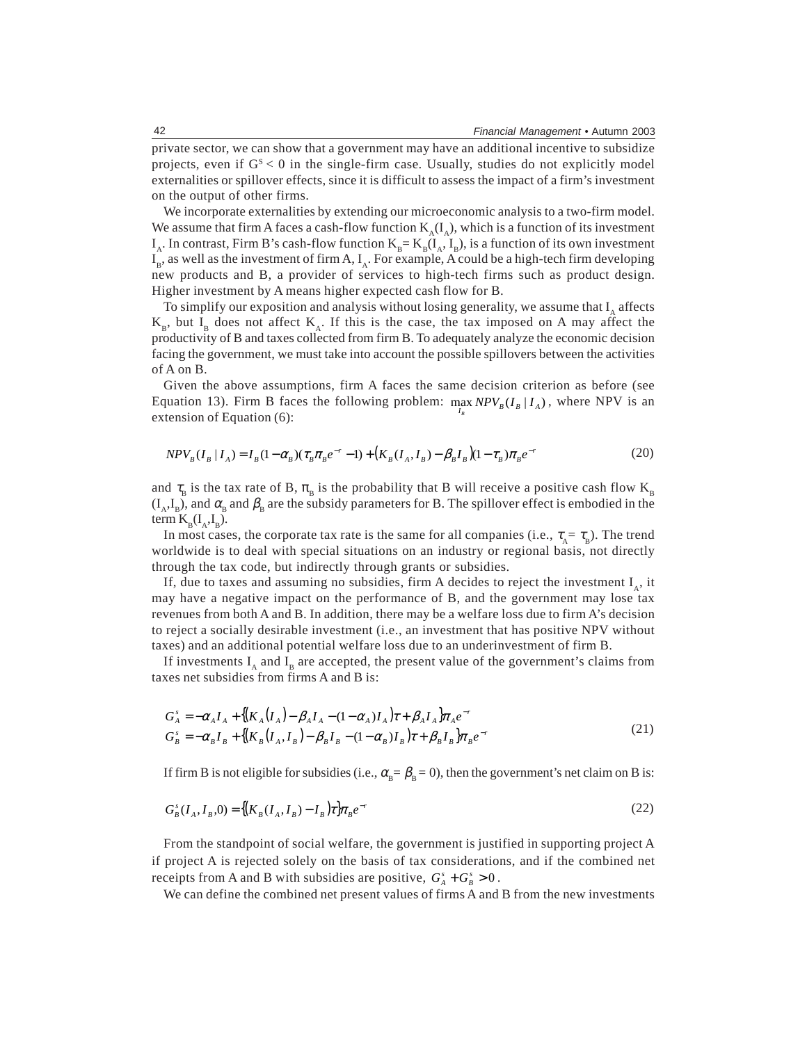private sector, we can show that a government may have an additional incentive to subsidize projects, even if $G^S < 0$ in the single-firm case. Usually, studies do not explicitly model externalities or spillover effects, since it is difficult to assess the impact of a firm's investment on the output of other firms.

We incorporate externalities by extending our microeconomic analysis to a two-firm model. We assume that firm A faces a cash-flow function $K_A(I_A)$, which is a function of its investment $I_A$. In contrast, Firm B's cash-flow function $K_B = K_B(I_A, I_B)$, is a function of its own investment $I_B$, as well as the investment of firm A, $I_A$. For example, A could be a high-tech firm developing new products and B, a provider of services to high-tech firms such as product design. Higher investment by A means higher expected cash flow for B.

To simplify our exposition and analysis without losing generality, we assume that $I_A$ affects $K_B$, but $I_B$ does not affect $K_A$. If this is the case, the tax imposed on A may affect the productivity of B and taxes collected from firm B. To adequately analyze the economic decision facing the government, we must take into account the possible spillovers between the activities of A on B.

Given the above assumptions, firm A faces the same decision criterion as before (see Equation 13). Firm B faces the following problem: $\max_{I_B} NPV_B(I_B \mid I_A)$, where NPV is an extension of Equation (6):

$$NPV_B(I_B \mid I_A) = I_B(1-\alpha_B)(\tau_B \pi_B e^{-r} - 1) + \left(K_B(I_A, I_B) - \beta_B I_B\right)(1-\tau_B)\pi_B e^{-r} \tag{20}$$

and $\tau_B$ is the tax rate of B, $\pi_B$ is the probability that B will receive a positive cash flow $K_B(I_A, I_B)$, and $\alpha_B$ and $\beta_B$ are the subsidy parameters for B. The spillover effect is embodied in the term $K_B(I_A, I_B)$.

In most cases, the corporate tax rate is the same for all companies (i.e., $\tau_A = \tau_B$). The trend worldwide is to deal with special situations on an industry or regional basis, not directly through the tax code, but indirectly through grants or subsidies.

If, due to taxes and assuming no subsidies, firm A decides to reject the investment $I_A$, it may have a negative impact on the performance of B, and the government may lose tax revenues from both A and B. In addition, there may be a welfare loss due to firm A's decision to reject a socially desirable investment (i.e., an investment that has positive NPV without taxes) and an additional potential welfare loss due to an underinvestment of firm B.

If investments $I_A$ and $I_B$ are accepted, the present value of the government's claims from taxes net subsidies from firms A and B is:

$$\begin{aligned} G_A^s &= -\alpha_A I_A + \left\{\left(K_A(I_A) - \beta_A I_A - (1-\alpha_A)I_A\right)\tau + \beta_A I_A\right\}\pi_A e^{-r} \\ G_B^s &= -\alpha_B I_B + \left\{\left(K_B(I_A, I_B) - \beta_B I_B - (1-\alpha_B)I_B\right)\tau + \beta_B I_B\right\}\pi_B e^{-r} \end{aligned} \tag{21}$$

If firm B is not eligible for subsidies (i.e., $\alpha_B = \beta_B = 0$), then the government's net claim on B is:

$$G_B^s(I_A, I_B, 0) = \left\{\left(K_B(I_A, I_B) - I_B\right)\tau\right\}\pi_B e^{-r} \tag{22}$$

From the standpoint of social welfare, the government is justified in supporting project A if project A is rejected solely on the basis of tax considerations, and if the combined net receipts from A and B with subsidies are positive, $G_A^s + G_B^s > 0$.

We can define the combined net present values of firms A and B from the new investments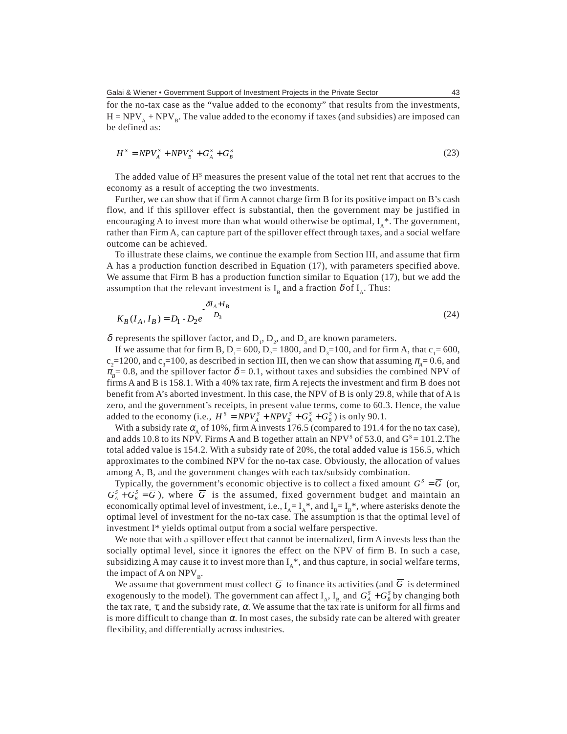for the no-tax case as the "value added to the economy" that results from the investments, $H = NPV_A + NPV_B$. The value added to the economy if taxes (and subsidies) are imposed can be defined as:

$$H^S = NPV_A^S + NPV_B^S + G_A^S + G_B^S \tag{23}$$

The added value of $H^S$ measures the present value of the total net rent that accrues to the economy as a result of accepting the two investments.

Further, we can show that if firm A cannot charge firm B for its positive impact on B's cash flow, and if this spillover effect is substantial, then the government may be justified in encouraging A to invest more than what would otherwise be optimal, $I_A$*. The government, rather than Firm A, can capture part of the spillover effect through taxes, and a social welfare outcome can be achieved.

To illustrate these claims, we continue the example from Section III, and assume that firm A has a production function described in Equation (17), with parameters specified above. We assume that Firm B has a production function similar to Equation (17), but we add the assumption that the relevant investment is $I_B$ and a fraction $\delta$ of $I_A$. Thus:

$$K_B(I_A, I_B) = D_1 - D_2 e^{-\frac{\delta I_A + I_B}{D_3}} \tag{24}$$

$\delta$ represents the spillover factor, and $D_1$, $D_2$, and $D_3$ are known parameters.

If we assume that for firm B, $D_1 = 600$, $D_2 = 1800$, and $D_3 = 100$, and for firm A, that $c_1 = 600$, $c_2 = 1200$, and $c_3 = 100$, as described in section III, then we can show that assuming $\pi_A = 0.6$, and $\pi_B = 0.8$, and the spillover factor $\delta = 0.1$, without taxes and subsidies the combined NPV of firms A and B is 158.1. With a 40% tax rate, firm A rejects the investment and firm B does not benefit from A's aborted investment. In this case, the NPV of B is only 29.8, while that of A is zero, and the government's receipts, in present value terms, come to 60.3. Hence, the value added to the economy (i.e., $H^S = NPV_A^S + NPV_B^S + G_A^S + G_B^S$) is only 90.1.

With a subsidy rate $\alpha_A$ of 10%, firm A invests 176.5 (compared to 191.4 for the no tax case), and adds 10.8 to its NPV. Firms A and B together attain an $NPV^S$ of 53.0, and $G^S = 101.2$.The total added value is 154.2. With a subsidy rate of 20%, the total added value is 156.5, which approximates to the combined NPV for the no-tax case. Obviously, the allocation of values among A, B, and the government changes with each tax/subsidy combination.

Typically, the government's economic objective is to collect a fixed amount $G^S = \overline{G}$ (or, $G_A^S + G_B^S = \overline{G}$), where $\overline{G}$ is the assumed, fixed government budget and maintain an economically optimal level of investment, i.e., $I_A = I_A$*, and $I_B = I_B$*, where asterisks denote the optimal level of investment for the no-tax case. The assumption is that the optimal level of investment I* yields optimal output from a social welfare perspective.

We note that with a spillover effect that cannot be internalized, firm A invests less than the socially optimal level, since it ignores the effect on the NPV of firm B. In such a case, subsidizing A may cause it to invest more than $I_A$*, and thus capture, in social welfare terms, the impact of A on $NPV_B$.

We assume that government must collect $\overline{G}$ to finance its activities (and $\overline{G}$ is determined exogenously to the model). The government can affect $I_A$, $I_B$, and $G_A^S + G_B^S$ by changing both the tax rate, $\tau$, and the subsidy rate, $\alpha$. We assume that the tax rate is uniform for all firms and is more difficult to change than $\alpha$. In most cases, the subsidy rate can be altered with greater flexibility, and differentially across industries.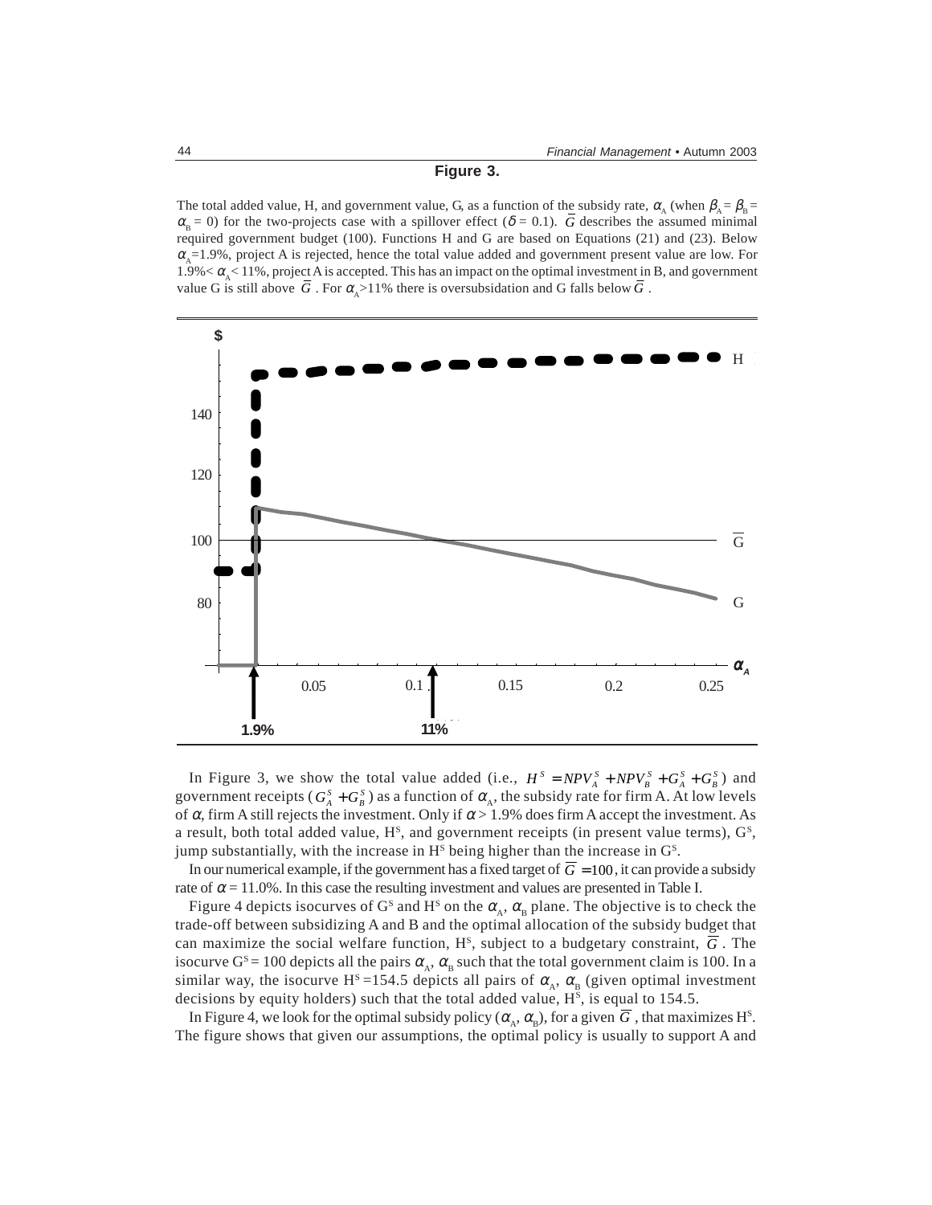**Figure 3.**

The total added value, H, and government value, G, as a function of the subsidy rate, $\alpha_A$ (when $\beta_A = \beta_B = \alpha_B = 0$) for the two-projects case with a spillover effect ($\delta = 0.1$). $\overline{G}$ describes the assumed minimal required government budget (100). Functions H and G are based on Equations (21) and (23). Below $\alpha_A$=1.9%, project A is rejected, hence the total value added and government present value are low. For 1.9%< $\alpha_A$< 11%, project A is accepted. This has an impact on the optimal investment in B, and government value G is still above $\overline{G}$. For $\alpha_A$>11% there is oversubsidation and G falls below $\overline{G}$.

In Figure 3, we show the total value added (i.e., $H^S = NPV_A^S + NPV_B^S + G_A^S + G_B^S$) and government receipts ($G_A^S + G_B^S$) as a function of $\alpha_A$, the subsidy rate for firm A. At low levels of $\alpha$, firm A still rejects the investment. Only if $\alpha$ > 1.9% does firm A accept the investment. As a result, both total added value, $H^S$, and government receipts (in present value terms), $G^S$, jump substantially, with the increase in $H^S$ being higher than the increase in $G^S$.

In our numerical example, if the government has a fixed target of $\overline{G} = 100$, it can provide a subsidy rate of $\alpha$ = 11.0%. In this case the resulting investment and values are presented in Table I.

Figure 4 depicts isocurves of $G^S$ and $H^S$ on the $\alpha_A$, $\alpha_B$ plane. The objective is to check the trade-off between subsidizing A and B and the optimal allocation of the subsidy budget that can maximize the social welfare function, $H^S$, subject to a budgetary constraint, $\overline{G}$. The isocurve $G^S$ = 100 depicts all the pairs $\alpha_A$, $\alpha_B$ such that the total government claim is 100. In a similar way, the isocurve $H^S$ =154.5 depicts all pairs of $\alpha_A$, $\alpha_B$ (given optimal investment decisions by equity holders) such that the total added value, $H^S$, is equal to 154.5.

In Figure 4, we look for the optimal subsidy policy ($\alpha_A$, $\alpha_B$), for a given $\overline{G}$, that maximizes $H^S$. The figure shows that given our assumptions, the optimal policy is usually to support A and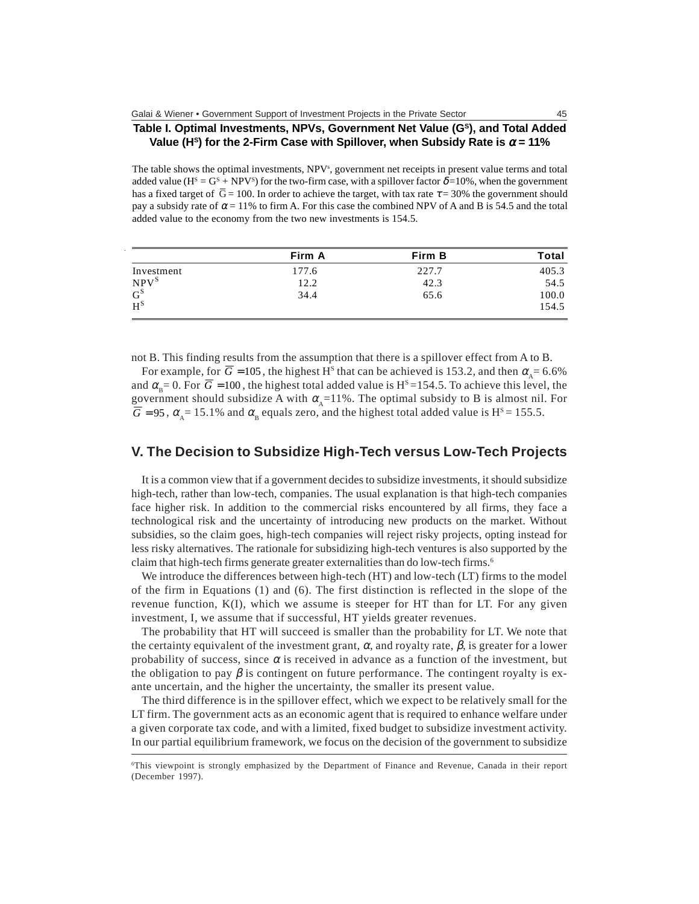**Table I. Optimal Investments, NPVs, Government Net Value ($G^S$), and Total Added Value ($H^S$) for the 2-Firm Case with Spillover, when Subsidy Rate is $\alpha = 11\%$**

The table shows the optimal investments, $NPV^s$, government net receipts in present value terms and total added value ($H^s = G^s + NPV^s$) for the two-firm case, with a spillover factor $\delta$=10%, when the government has a fixed target of $\bar{G} = 100$. In order to achieve the target, with tax rate $\tau$= 30% the government should pay a subsidy rate of $\alpha$ = 11% to firm A. For this case the combined NPV of A and B is 54.5 and the total added value to the economy from the two new investments is 154.5.

| | Firm A | Firm B | Total |
|---|---|---|---|
| Investment | 177.6 | 227.7 | 405.3 |
| $NPV^S$ | 12.2 | 42.3 | 54.5 |
| $G^S$ | 34.4 | 65.6 | 100.0 |
| $H^S$ | | | 154.5 |

not B. This finding results from the assumption that there is a spillover effect from A to B.

For example, for $\bar{G} = 105$, the highest $H^S$ that can be achieved is 153.2, and then $\alpha_A$= 6.6% and $\alpha_B$= 0. For $\bar{G} = 100$, the highest total added value is $H^S$=154.5. To achieve this level, the government should subsidize A with $\alpha_A$=11%. The optimal subsidy to B is almost nil. For $\bar{G} = 95$, $\alpha_A$= 15.1% and $\alpha_B$ equals zero, and the highest total added value is $H^S$ = 155.5.

## V. The Decision to Subsidize High-Tech versus Low-Tech Projects

It is a common view that if a government decides to subsidize investments, it should subsidize high-tech, rather than low-tech, companies. The usual explanation is that high-tech companies face higher risk. In addition to the commercial risks encountered by all firms, they face a technological risk and the uncertainty of introducing new products on the market. Without subsidies, so the claim goes, high-tech companies will reject risky projects, opting instead for less risky alternatives. The rationale for subsidizing high-tech ventures is also supported by the claim that high-tech firms generate greater externalities than do low-tech firms.[6]

We introduce the differences between high-tech (HT) and low-tech (LT) firms to the model of the firm in Equations (1) and (6). The first distinction is reflected in the slope of the revenue function, K(I), which we assume is steeper for HT than for LT. For any given investment, I, we assume that if successful, HT yields greater revenues.

The probability that HT will succeed is smaller than the probability for LT. We note that the certainty equivalent of the investment grant, $\alpha$, and royalty rate, $\beta$, is greater for a lower probability of success, since $\alpha$ is received in advance as a function of the investment, but the obligation to pay $\beta$ is contingent on future performance. The contingent royalty is ex-ante uncertain, and the higher the uncertainty, the smaller its present value.

The third difference is in the spillover effect, which we expect to be relatively small for the LT firm. The government acts as an economic agent that is required to enhance welfare under a given corporate tax code, and with a limited, fixed budget to subsidize investment activity. In our partial equilibrium framework, we focus on the decision of the government to subsidize

[6]This viewpoint is strongly emphasized by the Department of Finance and Revenue, Canada in their report (December 1997).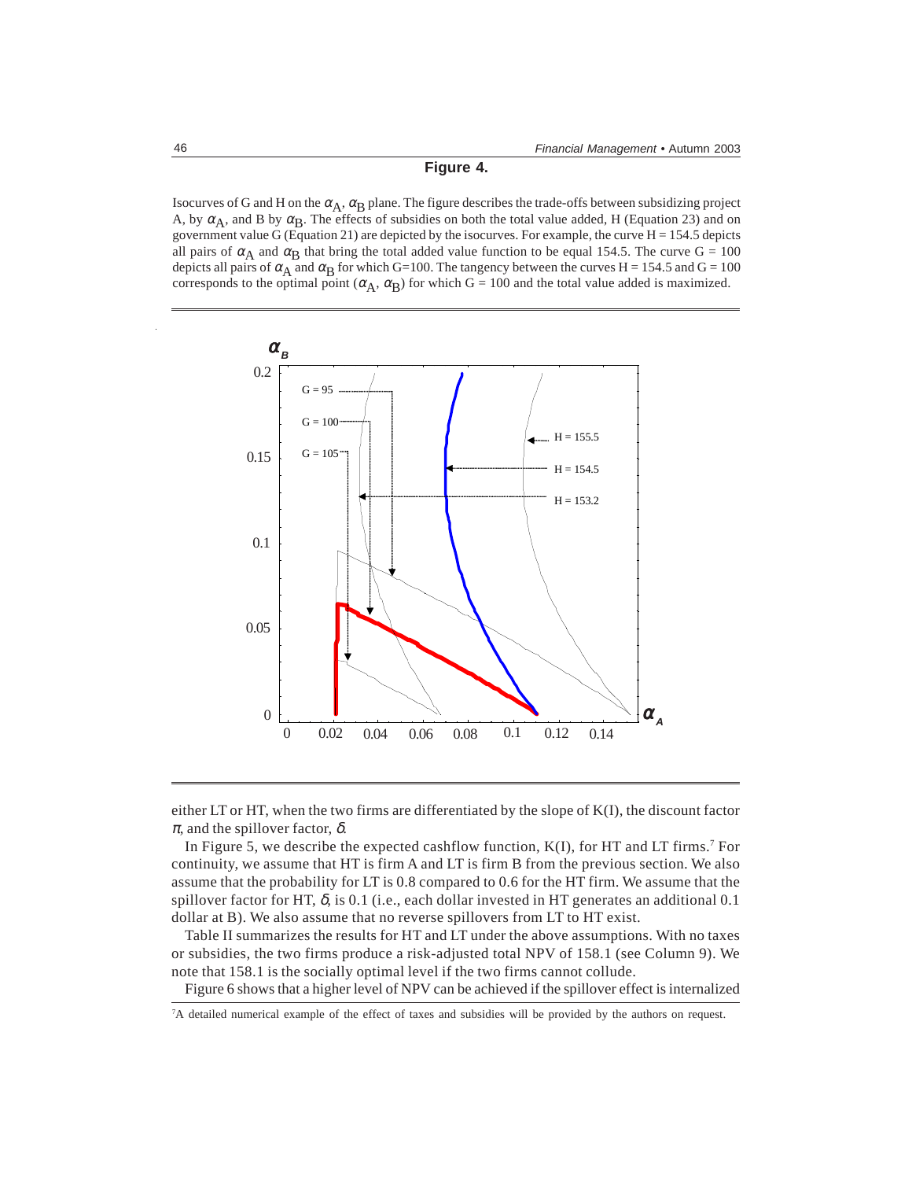**Figure 4.**

Isocurves of G and H on the $\alpha_A$, $\alpha_B$ plane. The figure describes the trade-offs between subsidizing project A, by $\alpha_A$, and B by $\alpha_B$. The effects of subsidies on both the total value added, H (Equation 23) and on government value G (Equation 21) are depicted by the isocurves. For example, the curve H = 154.5 depicts all pairs of $\alpha_A$ and $\alpha_B$ that bring the total added value function to be equal 154.5. The curve G = 100 depicts all pairs of $\alpha_A$ and $\alpha_B$ for which G=100. The tangency between the curves H = 154.5 and G = 100 corresponds to the optimal point ($\alpha_A$, $\alpha_B$) for which G = 100 and the total value added is maximized.

either LT or HT, when the two firms are differentiated by the slope of K(I), the discount factor $\pi$, and the spillover factor, $\delta$.

In Figure 5, we describe the expected cashflow function, K(I), for HT and LT firms.[7] For continuity, we assume that HT is firm A and LT is firm B from the previous section. We also assume that the probability for LT is 0.8 compared to 0.6 for the HT firm. We assume that the spillover factor for HT, $\delta$, is 0.1 (i.e., each dollar invested in HT generates an additional 0.1 dollar at B). We also assume that no reverse spillovers from LT to HT exist.

Table II summarizes the results for HT and LT under the above assumptions. With no taxes or subsidies, the two firms produce a risk-adjusted total NPV of 158.1 (see Column 9). We note that 158.1 is the socially optimal level if the two firms cannot collude.

Figure 6 shows that a higher level of NPV can be achieved if the spillover effect is internalized

[7] A detailed numerical example of the effect of taxes and subsidies will be provided by the authors on request.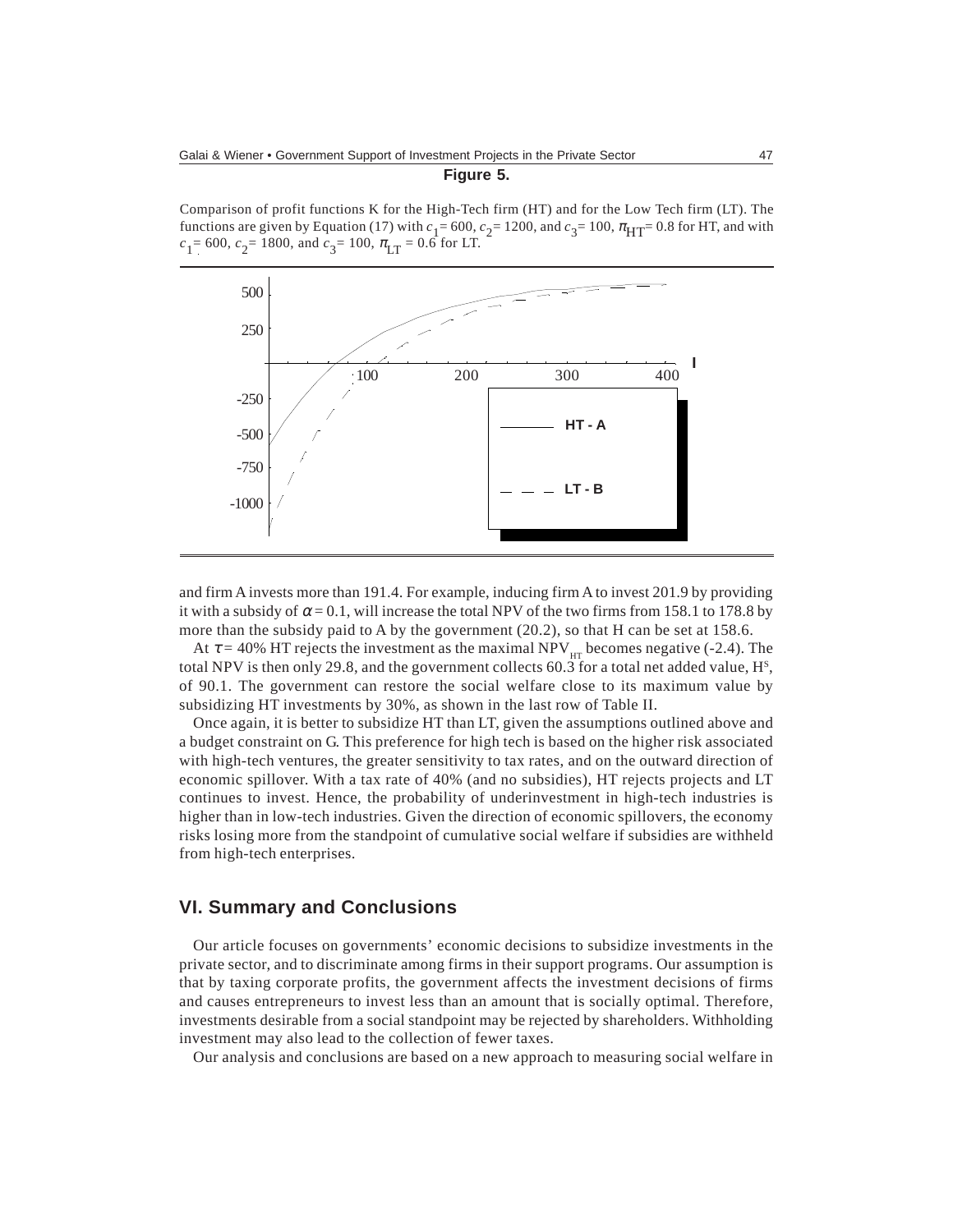**Figure 5.**

Comparison of profit functions K for the High-Tech firm (HT) and for the Low Tech firm (LT). The functions are given by Equation (17) with $c_1 = 600$, $c_2 = 1200$, and $c_3 = 100$, $\pi_{HT} = 0.8$ for HT, and with $c_1 = 600$, $c_2 = 1800$, and $c_3 = 100$, $\pi_{LT} = 0.6$ for LT.

and firm A invests more than 191.4. For example, inducing firm A to invest 201.9 by providing it with a subsidy of $\alpha = 0.1$, will increase the total NPV of the two firms from 158.1 to 178.8 by more than the subsidy paid to A by the government (20.2), so that H can be set at 158.6.

At $\tau = 40\%$ HT rejects the investment as the maximal $NPV_{HT}$ becomes negative (-2.4). The total NPV is then only 29.8, and the government collects 60.3 for a total net added value, $H^s$, of 90.1. The government can restore the social welfare close to its maximum value by subsidizing HT investments by 30%, as shown in the last row of Table II.

Once again, it is better to subsidize HT than LT, given the assumptions outlined above and a budget constraint on G. This preference for high tech is based on the higher risk associated with high-tech ventures, the greater sensitivity to tax rates, and on the outward direction of economic spillover. With a tax rate of 40% (and no subsidies), HT rejects projects and LT continues to invest. Hence, the probability of underinvestment in high-tech industries is higher than in low-tech industries. Given the direction of economic spillovers, the economy risks losing more from the standpoint of cumulative social welfare if subsidies are withheld from high-tech enterprises.

## VI. Summary and Conclusions

Our article focuses on governments' economic decisions to subsidize investments in the private sector, and to discriminate among firms in their support programs. Our assumption is that by taxing corporate profits, the government affects the investment decisions of firms and causes entrepreneurs to invest less than an amount that is socially optimal. Therefore, investments desirable from a social standpoint may be rejected by shareholders. Withholding investment may also lead to the collection of fewer taxes.

Our analysis and conclusions are based on a new approach to measuring social welfare in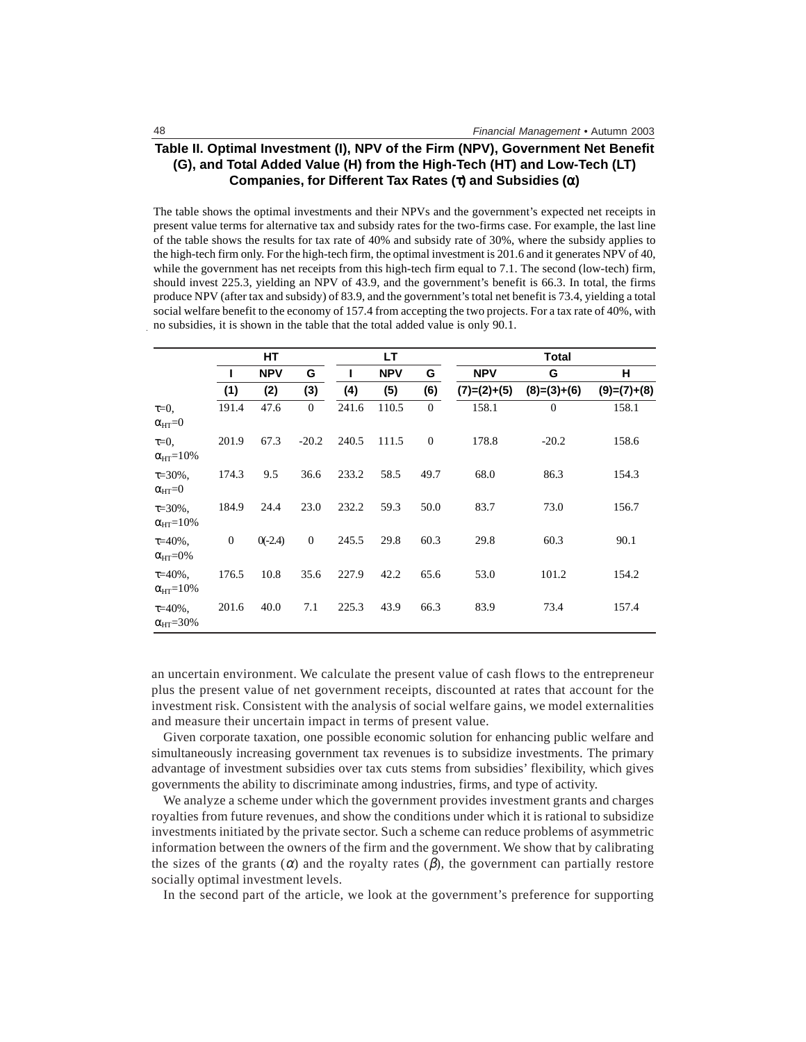**Table II. Optimal Investment (I), NPV of the Firm (NPV), Government Net Benefit (G), and Total Added Value (H) from the High-Tech (HT) and Low-Tech (LT) Companies, for Different Tax Rates ($\tau$) and Subsidies ($\alpha$)**

The table shows the optimal investments and their NPVs and the government's expected net receipts in present value terms for alternative tax and subsidy rates for the two-firms case. For example, the last line of the table shows the results for tax rate of 40% and subsidy rate of 30%, where the subsidy applies to the high-tech firm only. For the high-tech firm, the optimal investment is 201.6 and it generates NPV of 40, while the government has net receipts from this high-tech firm equal to 7.1. The second (low-tech) firm, should invest 225.3, yielding an NPV of 43.9, and the government's benefit is 66.3. In total, the firms produce NPV (after tax and subsidy) of 83.9, and the government's total net benefit is 73.4, yielding a total social welfare benefit to the economy of 157.4 from accepting the two projects. For a tax rate of 40%, with no subsidies, it is shown in the table that the total added value is only 90.1.

| | HT | | | LT | | | Total | | |
|---|---|---|---|---|---|---|---|---|---|
| | I | NPV | G | I | NPV | G | NPV | G | H |
| | (1) | (2) | (3) | (4) | (5) | (6) | (7)=(2)+(5) | (8)=(3)+(6) | (9)=(7)+(8) |
| $\tau$=0, $\alpha_{HT}$=0 | 191.4 | 47.6 | 0 | 241.6 | 110.5 | 0 | 158.1 | 0 | 158.1 |
| $\tau$=0, $\alpha_{HT}$=10% | 201.9 | 67.3 | -20.2 | 240.5 | 111.5 | 0 | 178.8 | -20.2 | 158.6 |
| $\tau$=30%, $\alpha_{HT}$=0 | 174.3 | 9.5 | 36.6 | 233.2 | 58.5 | 49.7 | 68.0 | 86.3 | 154.3 |
| $\tau$=30%, $\alpha_{HT}$=10% | 184.9 | 24.4 | 23.0 | 232.2 | 59.3 | 50.0 | 83.7 | 73.0 | 156.7 |
| $\tau$=40%, $\alpha_{HT}$=0% | 0 | 0(-2.4) | 0 | 245.5 | 29.8 | 60.3 | 29.8 | 60.3 | 90.1 |
| $\tau$=40%, $\alpha_{HT}$=10% | 176.5 | 10.8 | 35.6 | 227.9 | 42.2 | 65.6 | 53.0 | 101.2 | 154.2 |
| $\tau$=40%, $\alpha_{HT}$=30% | 201.6 | 40.0 | 7.1 | 225.3 | 43.9 | 66.3 | 83.9 | 73.4 | 157.4 |

an uncertain environment. We calculate the present value of cash flows to the entrepreneur plus the present value of net government receipts, discounted at rates that account for the investment risk. Consistent with the analysis of social welfare gains, we model externalities and measure their uncertain impact in terms of present value.

Given corporate taxation, one possible economic solution for enhancing public welfare and simultaneously increasing government tax revenues is to subsidize investments. The primary advantage of investment subsidies over tax cuts stems from subsidies' flexibility, which gives governments the ability to discriminate among industries, firms, and type of activity.

We analyze a scheme under which the government provides investment grants and charges royalties from future revenues, and show the conditions under which it is rational to subsidize investments initiated by the private sector. Such a scheme can reduce problems of asymmetric information between the owners of the firm and the government. We show that by calibrating the sizes of the grants ($\alpha$) and the royalty rates ($\beta$), the government can partially restore socially optimal investment levels.

In the second part of the article, we look at the government's preference for supporting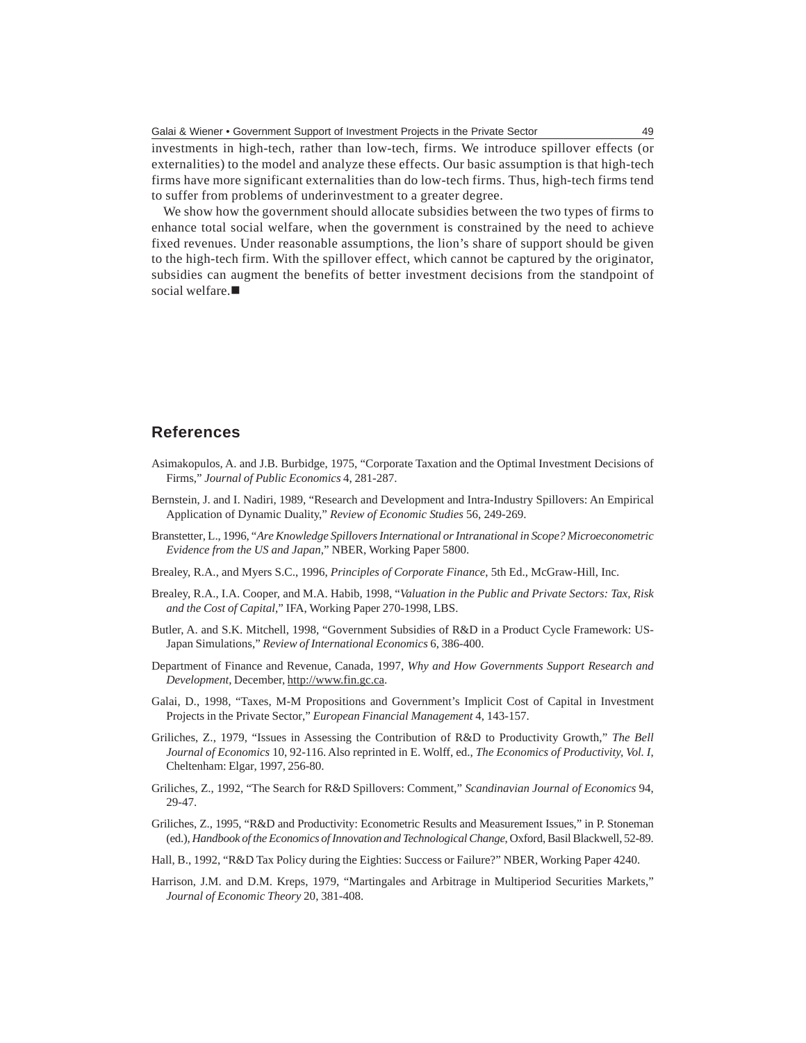investments in high-tech, rather than low-tech, firms. We introduce spillover effects (or externalities) to the model and analyze these effects. Our basic assumption is that high-tech firms have more significant externalities than do low-tech firms. Thus, high-tech firms tend to suffer from problems of underinvestment to a greater degree.

We show how the government should allocate subsidies between the two types of firms to enhance total social welfare, when the government is constrained by the need to achieve fixed revenues. Under reasonable assumptions, the lion's share of support should be given to the high-tech firm. With the spillover effect, which cannot be captured by the originator, subsidies can augment the benefits of better investment decisions from the standpoint of social welfare.■

## References

Asimakopulos, A. and J.B. Burbidge, 1975, "Corporate Taxation and the Optimal Investment Decisions of Firms," *Journal of Public Economics* 4, 281-287.

Bernstein, J. and I. Nadiri, 1989, "Research and Development and Intra-Industry Spillovers: An Empirical Application of Dynamic Duality," *Review of Economic Studies* 56, 249-269.

Branstetter, L., 1996, "*Are Knowledge Spillovers International or Intranational in Scope? Microeconometric Evidence from the US and Japan*," NBER, Working Paper 5800.

Brealey, R.A., and Myers S.C., 1996, *Principles of Corporate Finance*, 5th Ed., McGraw-Hill, Inc.

Brealey, R.A., I.A. Cooper, and M.A. Habib, 1998, "*Valuation in the Public and Private Sectors: Tax, Risk and the Cost of Capital*," IFA, Working Paper 270-1998, LBS.

Butler, A. and S.K. Mitchell, 1998, "Government Subsidies of R&D in a Product Cycle Framework: US-Japan Simulations," *Review of International Economics* 6, 386-400.

Department of Finance and Revenue, Canada, 1997, *Why and How Governments Support Research and Development*, December, http://www.fin.gc.ca.

Galai, D., 1998, "Taxes, M-M Propositions and Government's Implicit Cost of Capital in Investment Projects in the Private Sector," *European Financial Management* 4, 143-157.

Griliches, Z., 1979, "Issues in Assessing the Contribution of R&D to Productivity Growth," *The Bell Journal of Economics* 10, 92-116. Also reprinted in E. Wolff, ed., *The Economics of Productivity, Vol. I,* Cheltenham: Elgar, 1997, 256-80.

Griliches, Z., 1992, "The Search for R&D Spillovers: Comment," *Scandinavian Journal of Economics* 94, 29-47.

Griliches, Z., 1995, "R&D and Productivity: Econometric Results and Measurement Issues," in P. Stoneman (ed.), *Handbook of the Economics of Innovation and Technological Change*, Oxford, Basil Blackwell, 52-89.

Hall, B., 1992, "R&D Tax Policy during the Eighties: Success or Failure?" NBER, Working Paper 4240.

Harrison, J.M. and D.M. Kreps, 1979, "Martingales and Arbitrage in Multiperiod Securities Markets," *Journal of Economic Theory* 20, 381-408.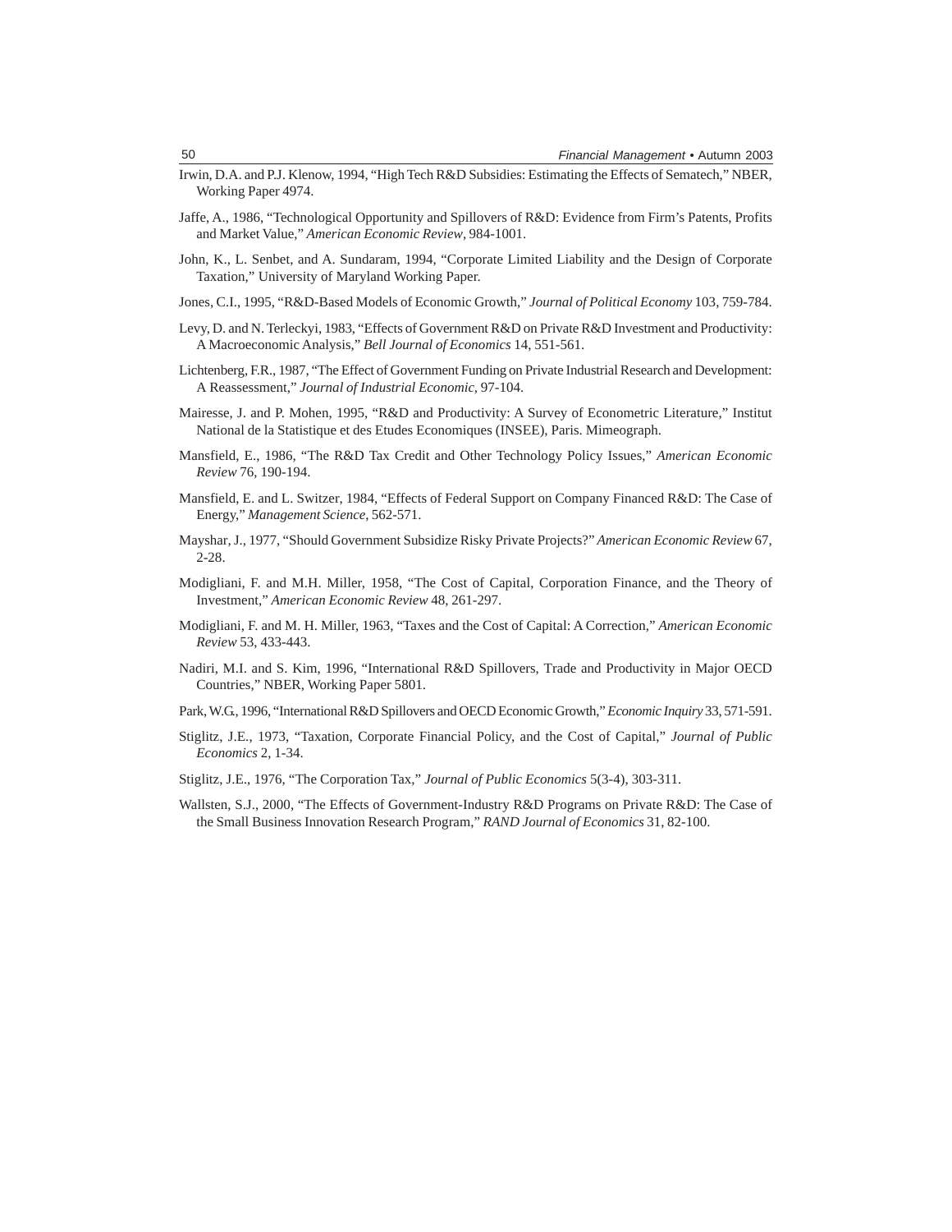Irwin, D.A. and P.J. Klenow, 1994, "High Tech R&D Subsidies: Estimating the Effects of Sematech," NBER, Working Paper 4974.

Jaffe, A., 1986, "Technological Opportunity and Spillovers of R&D: Evidence from Firm's Patents, Profits and Market Value," *American Economic Review*, 984-1001.

John, K., L. Senbet, and A. Sundaram, 1994, "Corporate Limited Liability and the Design of Corporate Taxation," University of Maryland Working Paper.

Jones, C.I., 1995, "R&D-Based Models of Economic Growth," *Journal of Political Economy* 103, 759-784.

Levy, D. and N. Terleckyi, 1983, "Effects of Government R&D on Private R&D Investment and Productivity: A Macroeconomic Analysis," *Bell Journal of Economics* 14, 551-561.

Lichtenberg, F.R., 1987, "The Effect of Government Funding on Private Industrial Research and Development: A Reassessment," *Journal of Industrial Economic*, 97-104.

Mairesse, J. and P. Mohen, 1995, "R&D and Productivity: A Survey of Econometric Literature," Institut National de la Statistique et des Etudes Economiques (INSEE), Paris. Mimeograph.

Mansfield, E., 1986, "The R&D Tax Credit and Other Technology Policy Issues," *American Economic Review* 76, 190-194.

Mansfield, E. and L. Switzer, 1984, "Effects of Federal Support on Company Financed R&D: The Case of Energy," *Management Science*, 562-571.

Mayshar, J., 1977, "Should Government Subsidize Risky Private Projects?" *American Economic Review* 67, 2-28.

Modigliani, F. and M.H. Miller, 1958, "The Cost of Capital, Corporation Finance, and the Theory of Investment," *American Economic Review* 48, 261-297.

Modigliani, F. and M. H. Miller, 1963, "Taxes and the Cost of Capital: A Correction," *American Economic Review* 53, 433-443.

Nadiri, M.I. and S. Kim, 1996, "International R&D Spillovers, Trade and Productivity in Major OECD Countries," NBER, Working Paper 5801.

Park, W.G., 1996, "International R&D Spillovers and OECD Economic Growth," *Economic Inquiry* 33, 571-591.

Stiglitz, J.E., 1973, "Taxation, Corporate Financial Policy, and the Cost of Capital," *Journal of Public Economics* 2, 1-34.

Stiglitz, J.E., 1976, "The Corporation Tax," *Journal of Public Economics* 5(3-4), 303-311.

Wallsten, S.J., 2000, "The Effects of Government-Industry R&D Programs on Private R&D: The Case of the Small Business Innovation Research Program," *RAND Journal of Economics* 31, 82-100.